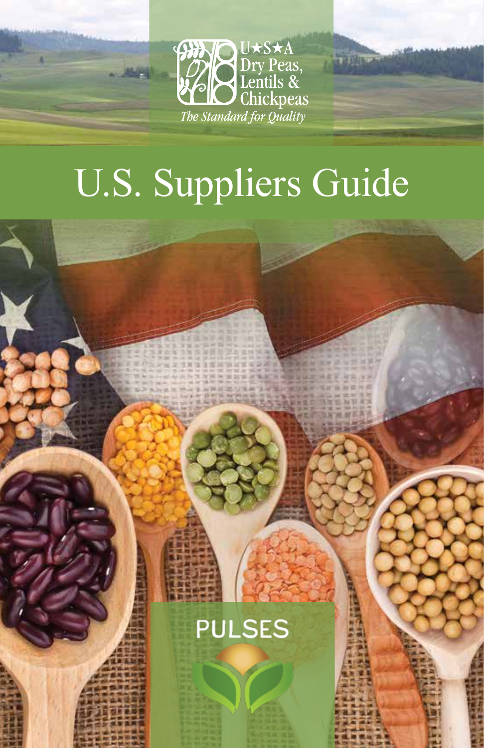U★S★A Dry Peas, Lentils & Chickpeas

*The Standard for Quality*

# U.S. Suppliers Guide

PULSES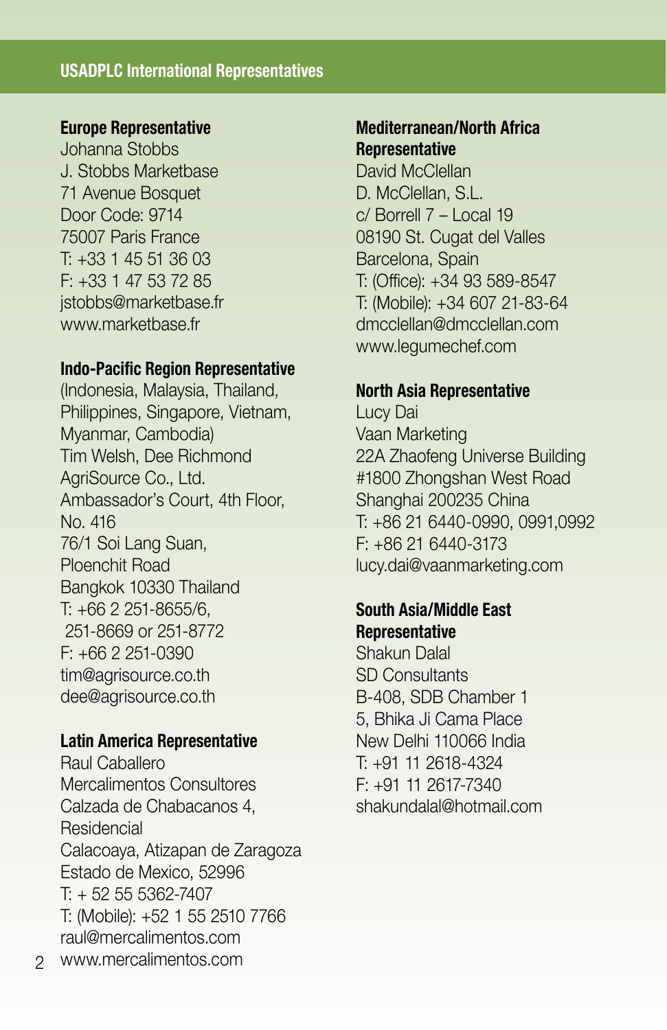## USADPLC International Representatives

**Europe Representative**
Johanna Stobbs
J. Stobbs Marketbase
71 Avenue Bosquet
Door Code: 9714
75007 Paris France
T: +33 1 45 51 36 03
F: +33 1 47 53 72 85
jstobbs@marketbase.fr
www.marketbase.fr

**Indo-Pacific Region Representative**
(Indonesia, Malaysia, Thailand, Philippines, Singapore, Vietnam, Myanmar, Cambodia)
Tim Welsh, Dee Richmond
AgriSource Co., Ltd.
Ambassador's Court, 4th Floor, No. 416
76/1 Soi Lang Suan,
Ploenchit Road
Bangkok 10330 Thailand
T: +66 2 251-8655/6,
251-8669 or 251-8772
F: +66 2 251-0390
tim@agrisource.co.th
dee@agrisource.co.th

**Latin America Representative**
Raul Caballero
Mercalimentos Consultores
Calzada de Chabacanos 4,
Residencial
Calacoaya, Atizapan de Zaragoza
Estado de Mexico, 52996
T: + 52 55 5362-7407
T: (Mobile): +52 1 55 2510 7766
raul@mercalimentos.com
www.mercalimentos.com

**Mediterranean/North Africa Representative**
David McClellan
D. McClellan, S.L.
c/ Borrell 7 – Local 19
08190 St. Cugat del Valles
Barcelona, Spain
T: (Office): +34 93 589-8547
T: (Mobile): +34 607 21-83-64
dmcclellan@dmcclellan.com
www.legumechef.com

**North Asia Representative**
Lucy Dai
Vaan Marketing
22A Zhaofeng Universe Building
#1800 Zhongshan West Road
Shanghai 200235 China
T: +86 21 6440-0990, 0991,0992
F: +86 21 6440-3173
lucy.dai@vaanmarketing.com

**South Asia/Middle East Representative**
Shakun Dalal
SD Consultants
B-408, SDB Chamber 1
5, Bhika Ji Cama Place
New Delhi 110066 India
T: +91 11 2618-4324
F: +91 11 2617-7340
shakundalal@hotmail.com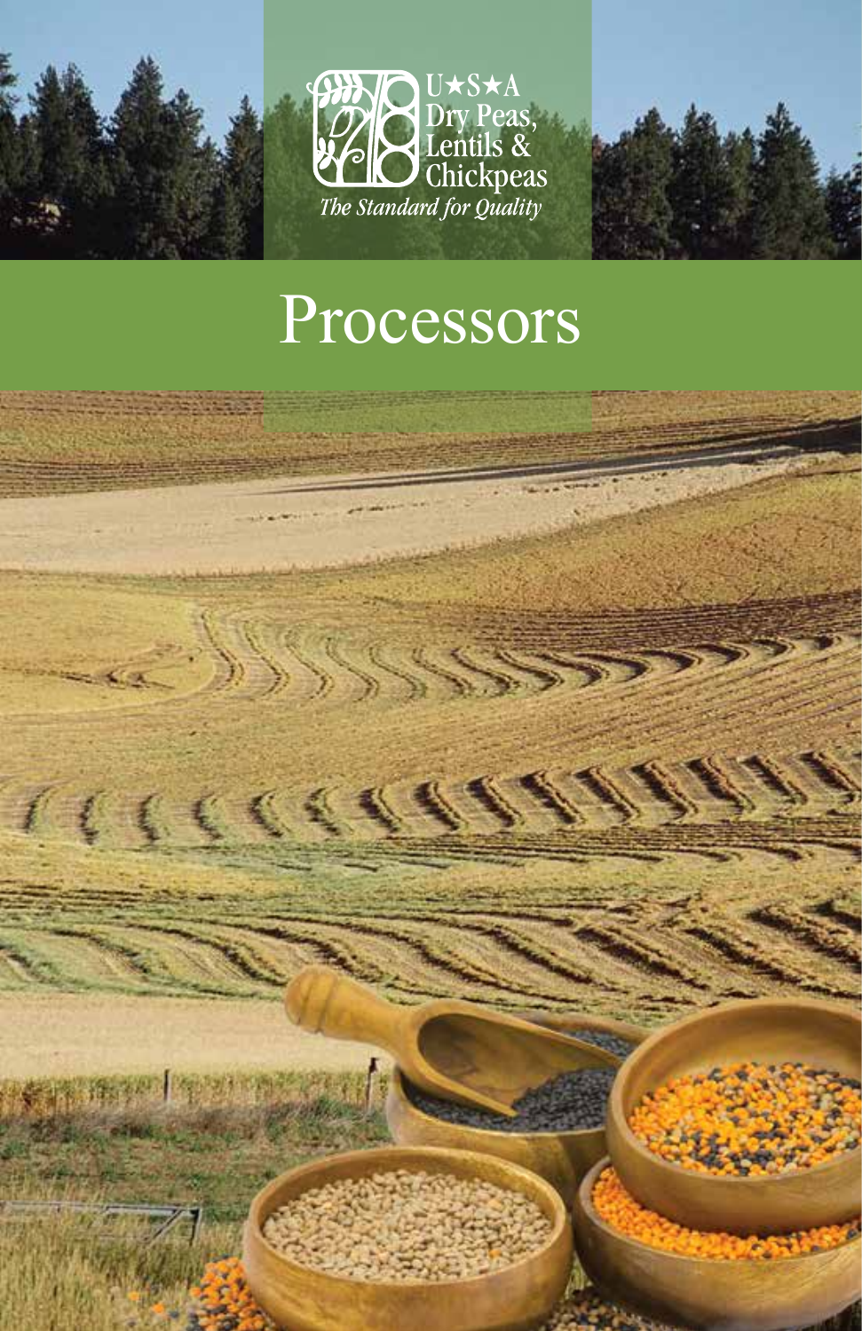U★S★A
Dry Peas,
Lentils &
Chickpeas
*The Standard for Quality*

# Processors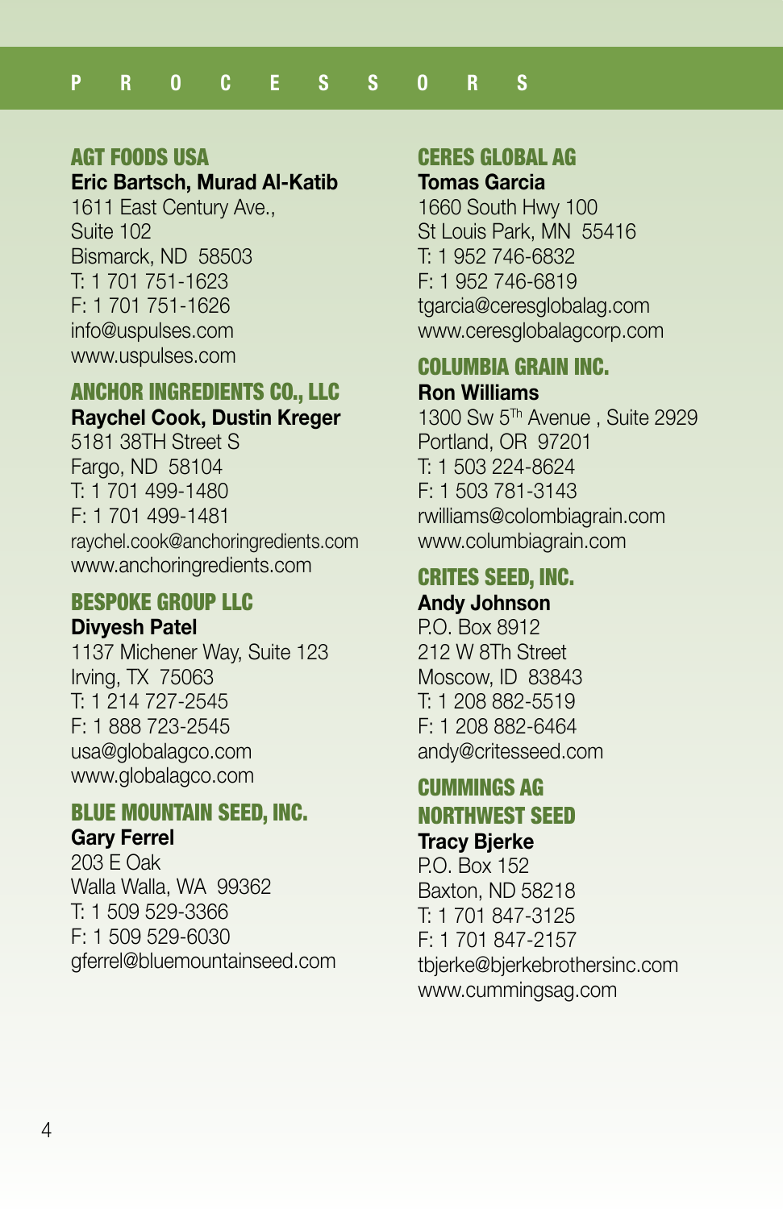# PROCESSORS

## AGT FOODS USA

**Eric Bartsch, Murad Al-Katib**
1611 East Century Ave.,
Suite 102
Bismarck, ND 58503
T: 1 701 751-1623
F: 1 701 751-1626
info@uspulses.com
www.uspulses.com

## ANCHOR INGREDIENTS CO., LLC

**Raychel Cook, Dustin Kreger**
5181 38TH Street S
Fargo, ND 58104
T: 1 701 499-1480
F: 1 701 499-1481
raychel.cook@anchoringredients.com
www.anchoringredients.com

## BESPOKE GROUP LLC

**Divyesh Patel**
1137 Michener Way, Suite 123
Irving, TX 75063
T: 1 214 727-2545
F: 1 888 723-2545
usa@globalagco.com
www.globalagco.com

## BLUE MOUNTAIN SEED, INC.

**Gary Ferrel**
203 E Oak
Walla Walla, WA 99362
T: 1 509 529-3366
F: 1 509 529-6030
gferrel@bluemountainseed.com

## CERES GLOBAL AG

**Tomas Garcia**
1660 South Hwy 100
St Louis Park, MN 55416
T: 1 952 746-6832
F: 1 952 746-6819
tgarcia@ceresglobalag.com
www.ceresglobalagcorp.com

## COLUMBIA GRAIN INC.

**Ron Williams**
1300 Sw 5Th Avenue , Suite 2929
Portland, OR 97201
T: 1 503 224-8624
F: 1 503 781-3143
rwilliams@colombiagrain.com
www.columbiagrain.com

## CRITES SEED, INC.

**Andy Johnson**
P.O. Box 8912
212 W 8Th Street
Moscow, ID 83843
T: 1 208 882-5519
F: 1 208 882-6464
andy@critesseed.com

## CUMMINGS AG NORTHWEST SEED

**Tracy Bjerke**
P.O. Box 152
Baxton, ND 58218
T: 1 701 847-3125
F: 1 701 847-2157
tbjerke@bjerkebrothersinc.com
www.cummingsag.com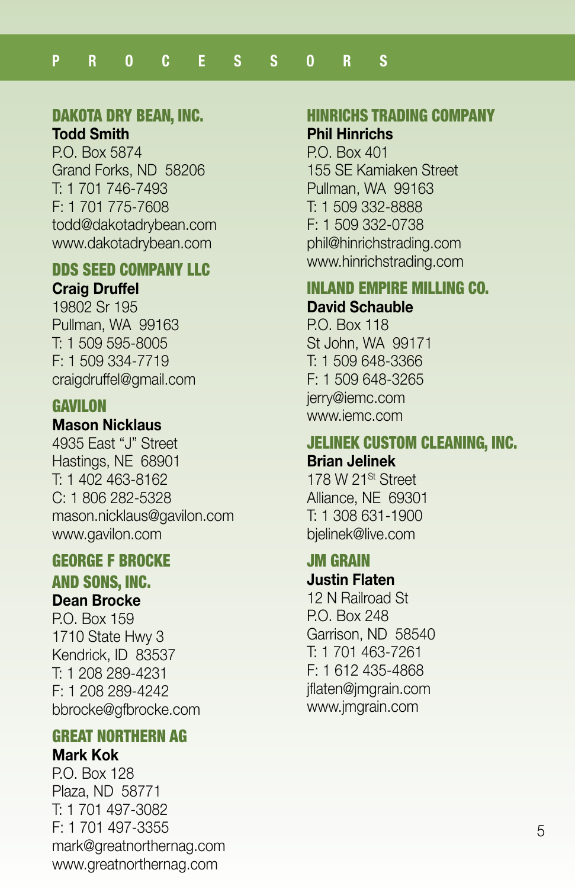# PROCESSORS

## DAKOTA DRY BEAN, INC.

**Todd Smith**
P.O. Box 5874
Grand Forks, ND 58206
T: 1 701 746-7493
F: 1 701 775-7608
todd@dakotadrybean.com
www.dakotadrybean.com

## DDS SEED COMPANY LLC

**Craig Druffel**
19802 Sr 195
Pullman, WA 99163
T: 1 509 595-8005
F: 1 509 334-7719
craigdruffel@gmail.com

## GAVILON

**Mason Nicklaus**
4935 East "J" Street
Hastings, NE 68901
T: 1 402 463-8162
C: 1 806 282-5328
mason.nicklaus@gavilon.com
www.gavilon.com

## GEORGE F BROCKE AND SONS, INC.

**Dean Brocke**
P.O. Box 159
1710 State Hwy 3
Kendrick, ID 83537
T: 1 208 289-4231
F: 1 208 289-4242
bbrocke@gfbrocke.com

## GREAT NORTHERN AG

**Mark Kok**
P.O. Box 128
Plaza, ND 58771
T: 1 701 497-3082
F: 1 701 497-3355
mark@greatnorthernag.com
www.greatnorthernag.com

## HINRICHS TRADING COMPANY

**Phil Hinrichs**
P.O. Box 401
155 SE Kamiaken Street
Pullman, WA 99163
T: 1 509 332-8888
F: 1 509 332-0738
phil@hinrichstrading.com
www.hinrichstrading.com

## INLAND EMPIRE MILLING CO.

**David Schauble**
P.O. Box 118
St John, WA 99171
T: 1 509 648-3366
F: 1 509 648-3265
jerry@iemc.com
www.iemc.com

## JELINEK CUSTOM CLEANING, INC.

**Brian Jelinek**
178 W 21st Street
Alliance, NE 69301
T: 1 308 631-1900
bjelinek@live.com

## JM GRAIN

**Justin Flaten**
12 N Railroad St
P.O. Box 248
Garrison, ND 58540
T: 1 701 463-7261
F: 1 612 435-4868
jflaten@jmgrain.com
www.jmgrain.com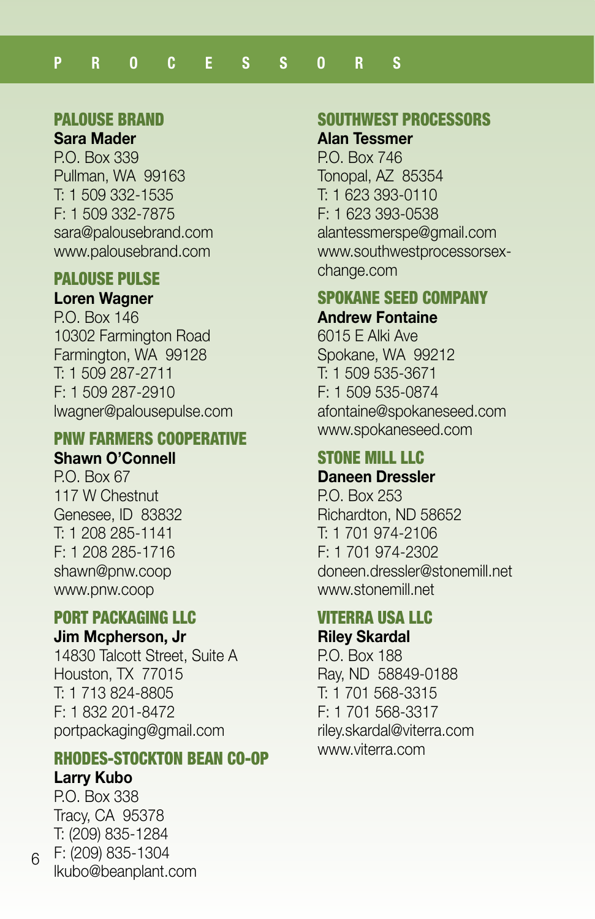# PROCESSORS

## PALOUSE BRAND

**Sara Mader**
P.O. Box 339
Pullman, WA 99163
T: 1 509 332-1535
F: 1 509 332-7875
sara@palousebrand.com
www.palousebrand.com

## PALOUSE PULSE

**Loren Wagner**
P.O. Box 146
10302 Farmington Road
Farmington, WA 99128
T: 1 509 287-2711
F: 1 509 287-2910
lwagner@palousepulse.com

## PNW FARMERS COOPERATIVE

**Shawn O'Connell**
P.O. Box 67
117 W Chestnut
Genesee, ID 83832
T: 1 208 285-1141
F: 1 208 285-1716
shawn@pnw.coop
www.pnw.coop

## PORT PACKAGING LLC

**Jim Mcpherson, Jr**
14830 Talcott Street, Suite A
Houston, TX 77015
T: 1 713 824-8805
F: 1 832 201-8472
portpackaging@gmail.com

## RHODES-STOCKTON BEAN CO-OP

**Larry Kubo**
P.O. Box 338
Tracy, CA 95378
T: (209) 835-1284
F: (209) 835-1304
lkubo@beanplant.com

## SOUTHWEST PROCESSORS

**Alan Tessmer**
P.O. Box 746
Tonopal, AZ 85354
T: 1 623 393-0110
F: 1 623 393-0538
alantessmerspe@gmail.com
www.southwestprocessorsex-change.com

## SPOKANE SEED COMPANY

**Andrew Fontaine**
6015 E Alki Ave
Spokane, WA 99212
T: 1 509 535-3671
F: 1 509 535-0874
afontaine@spokaneseed.com
www.spokaneseed.com

## STONE MILL LLC

**Daneen Dressler**
P.O. Box 253
Richardton, ND 58652
T: 1 701 974-2106
F: 1 701 974-2302
doneen.dressler@stonemill.net
www.stonemill.net

## VITERRA USA LLC

**Riley Skardal**
P.O. Box 188
Ray, ND 58849-0188
T: 1 701 568-3315
F: 1 701 568-3317
riley.skardal@viterra.com
www.viterra.com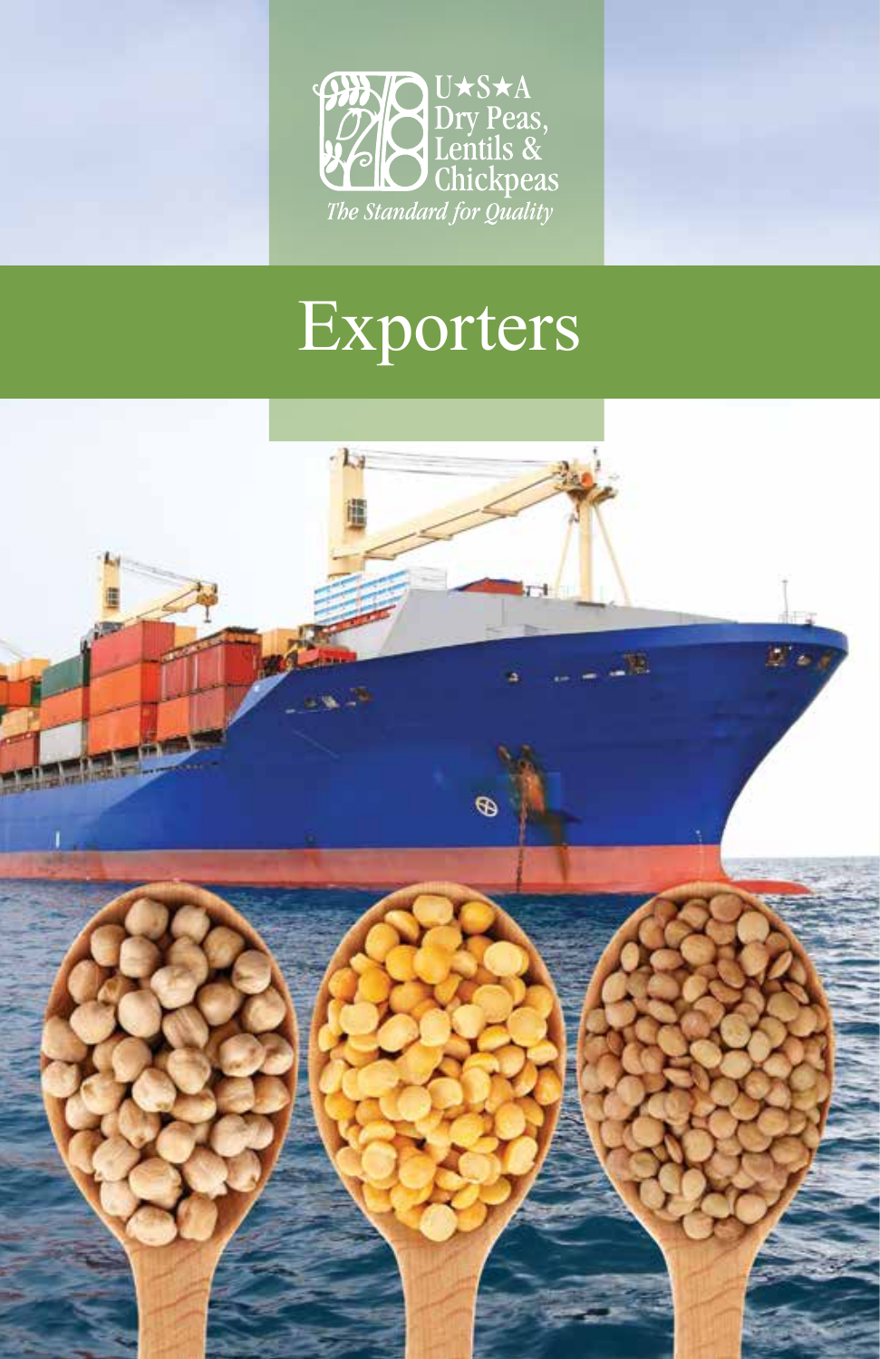U★S★A
Dry Peas,
Lentils &
Chickpeas
*The Standard for Quality*

# Exporters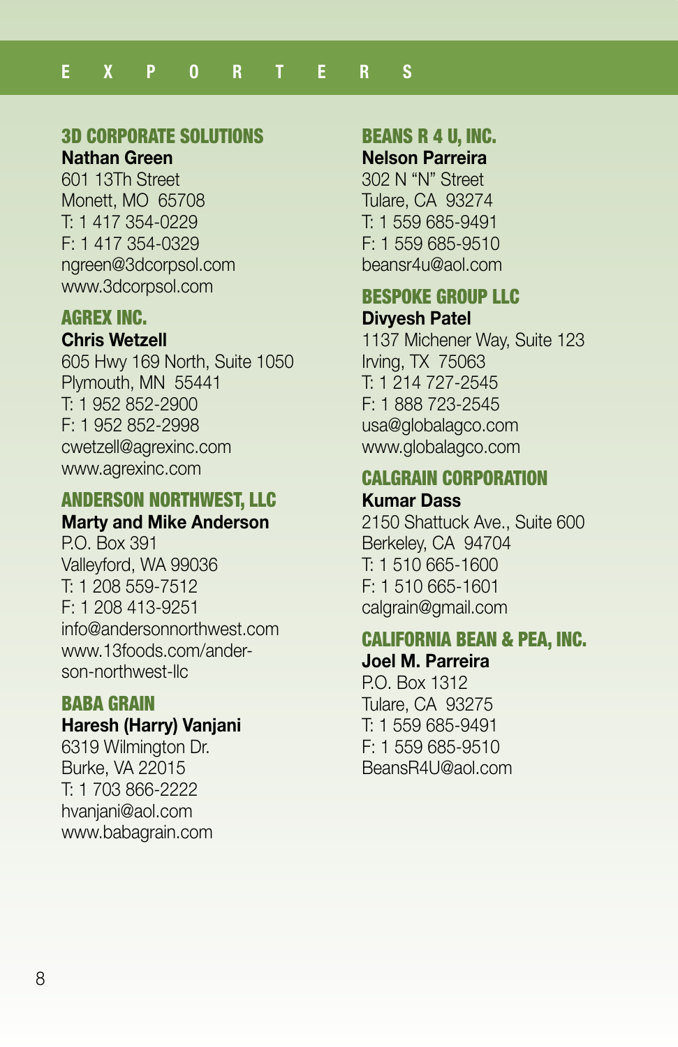# EXPORTERS

## 3D CORPORATE SOLUTIONS

**Nathan Green**
601 13Th Street
Monett, MO 65708
T: 1 417 354-0229
F: 1 417 354-0329
ngreen@3dcorpsol.com
www.3dcorpsol.com

## AGREX INC.

**Chris Wetzell**
605 Hwy 169 North, Suite 1050
Plymouth, MN 55441
T: 1 952 852-2900
F: 1 952 852-2998
cwetzell@agrexinc.com
www.agrexinc.com

## ANDERSON NORTHWEST, LLC

**Marty and Mike Anderson**
P.O. Box 391
Valleyford, WA 99036
T: 1 208 559-7512
F: 1 208 413-9251
info@andersonnorthwest.com
www.13foods.com/anderson-northwest-llc

## BABA GRAIN

**Haresh (Harry) Vanjani**
6319 Wilmington Dr.
Burke, VA 22015
T: 1 703 866-2222
hvanjani@aol.com
www.babagrain.com

## BEANS R 4 U, INC.

**Nelson Parreira**
302 N "N" Street
Tulare, CA 93274
T: 1 559 685-9491
F: 1 559 685-9510
beansr4u@aol.com

## BESPOKE GROUP LLC

**Divyesh Patel**
1137 Michener Way, Suite 123
Irving, TX 75063
T: 1 214 727-2545
F: 1 888 723-2545
usa@globalagco.com
www.globalagco.com

## CALGRAIN CORPORATION

**Kumar Dass**
2150 Shattuck Ave., Suite 600
Berkeley, CA 94704
T: 1 510 665-1600
F: 1 510 665-1601
calgrain@gmail.com

## CALIFORNIA BEAN & PEA, INC.

**Joel M. Parreira**
P.O. Box 1312
Tulare, CA 93275
T: 1 559 685-9491
F: 1 559 685-9510
BeansR4U@aol.com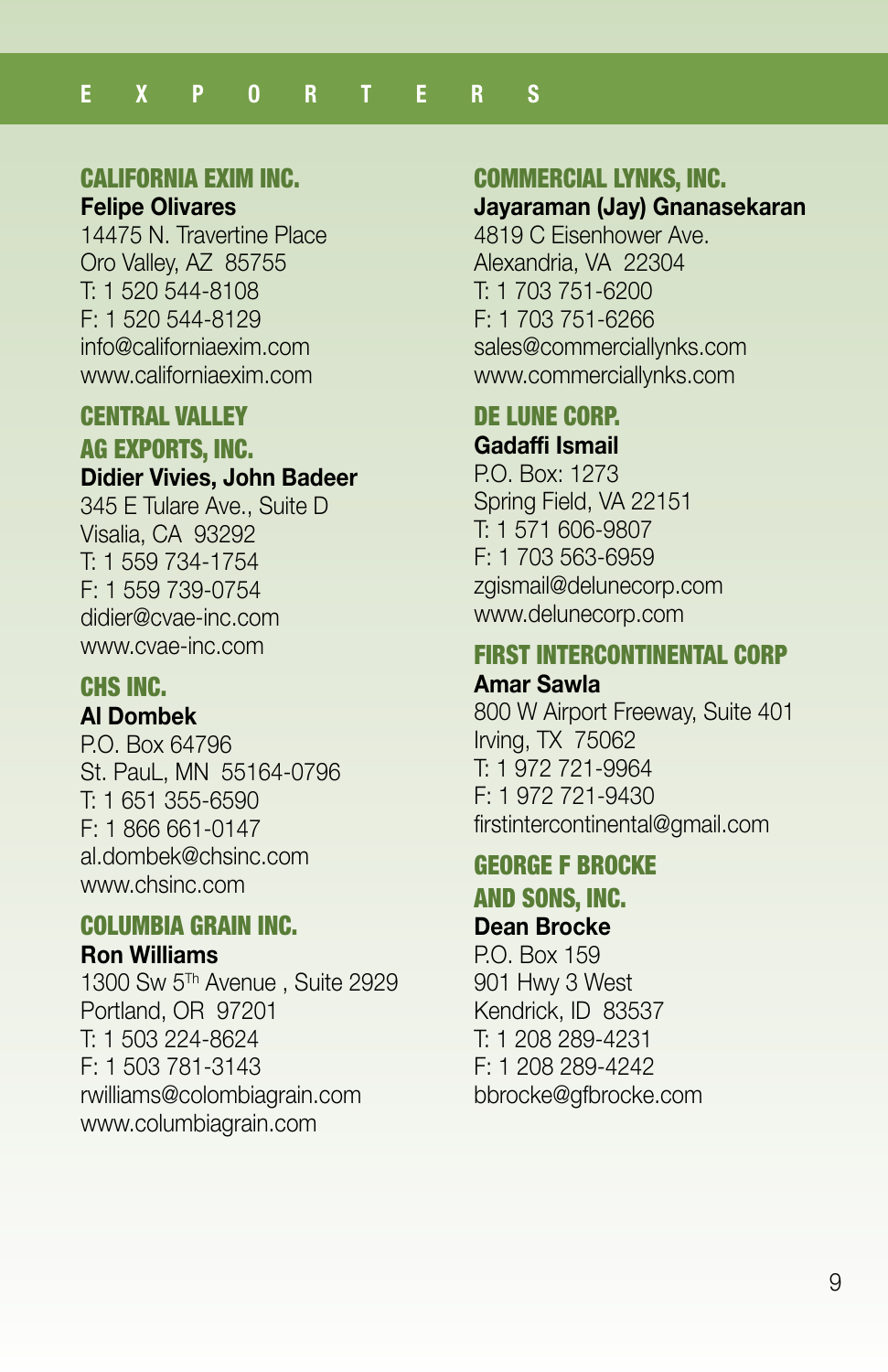# EXPORTERS

### CALIFORNIA EXIM INC.

**Felipe Olivares**
14475 N. Travertine Place
Oro Valley, AZ 85755
T: 1 520 544-8108
F: 1 520 544-8129
info@californiaexim.com
www.californiaexim.com

### CENTRAL VALLEY AG EXPORTS, INC.

**Didier Vivies, John Badeer**
345 E Tulare Ave., Suite D
Visalia, CA 93292
T: 1 559 734-1754
F: 1 559 739-0754
didier@cvae-inc.com
www.cvae-inc.com

### CHS INC.

**Al Dombek**
P.O. Box 64796
St. PauL, MN 55164-0796
T: 1 651 355-6590
F: 1 866 661-0147
al.dombek@chsinc.com
www.chsinc.com

### COLUMBIA GRAIN INC.

**Ron Williams**
1300 Sw 5Th Avenue , Suite 2929
Portland, OR 97201
T: 1 503 224-8624
F: 1 503 781-3143
rwilliams@colombiagrain.com
www.columbiagrain.com

### COMMERCIAL LYNKS, INC.

**Jayaraman (Jay) Gnanasekaran**
4819 C Eisenhower Ave.
Alexandria, VA 22304
T: 1 703 751-6200
F: 1 703 751-6266
sales@commerciallynks.com
www.commerciallynks.com

### DE LUNE CORP.

**Gadaffi Ismail**
P.O. Box: 1273
Spring Field, VA 22151
T: 1 571 606-9807
F: 1 703 563-6959
zgismail@delunecorp.com
www.delunecorp.com

### FIRST INTERCONTINENTAL CORP

**Amar Sawla**
800 W Airport Freeway, Suite 401
Irving, TX 75062
T: 1 972 721-9964
F: 1 972 721-9430
firstintercontinental@gmail.com

### GEORGE F BROCKE AND SONS, INC.

**Dean Brocke**
P.O. Box 159
901 Hwy 3 West
Kendrick, ID 83537
T: 1 208 289-4231
F: 1 208 289-4242
bbrocke@gfbrocke.com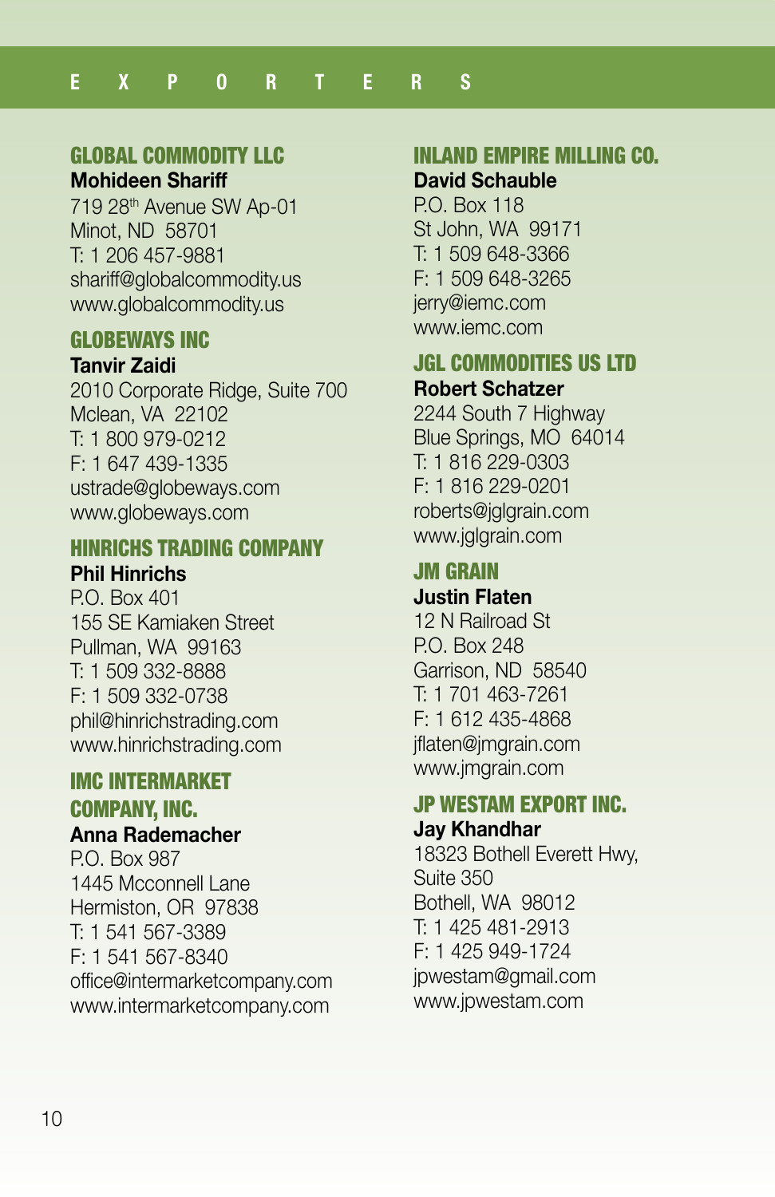# EXPORTERS

### GLOBAL COMMODITY LLC

**Mohideen Shariff**
719 28th Avenue SW Ap-01
Minot, ND 58701
T: 1 206 457-9881
shariff@globalcommodity.us
www.globalcommodity.us

### GLOBEWAYS INC

**Tanvir Zaidi**
2010 Corporate Ridge, Suite 700
Mclean, VA 22102
T: 1 800 979-0212
F: 1 647 439-1335
ustrade@globeways.com
www.globeways.com

### HINRICHS TRADING COMPANY

**Phil Hinrichs**
P.O. Box 401
155 SE Kamiaken Street
Pullman, WA 99163
T: 1 509 332-8888
F: 1 509 332-0738
phil@hinrichstrading.com
www.hinrichstrading.com

### IMC INTERMARKET COMPANY, INC.

**Anna Rademacher**
P.O. Box 987
1445 Mcconnell Lane
Hermiston, OR 97838
T: 1 541 567-3389
F: 1 541 567-8340
office@intermarketcompany.com
www.intermarketcompany.com

### INLAND EMPIRE MILLING CO.

**David Schauble**
P.O. Box 118
St John, WA 99171
T: 1 509 648-3366
F: 1 509 648-3265
jerry@iemc.com
www.iemc.com

### JGL COMMODITIES US LTD

**Robert Schatzer**
2244 South 7 Highway
Blue Springs, MO 64014
T: 1 816 229-0303
F: 1 816 229-0201
roberts@jglgrain.com
www.jglgrain.com

### JM GRAIN

**Justin Flaten**
12 N Railroad St
P.O. Box 248
Garrison, ND 58540
T: 1 701 463-7261
F: 1 612 435-4868
jflaten@jmgrain.com
www.jmgrain.com

### JP WESTAM EXPORT INC.

**Jay Khandhar**
18323 Bothell Everett Hwy,
Suite 350
Bothell, WA 98012
T: 1 425 481-2913
F: 1 425 949-1724
jpwestam@gmail.com
www.jpwestam.com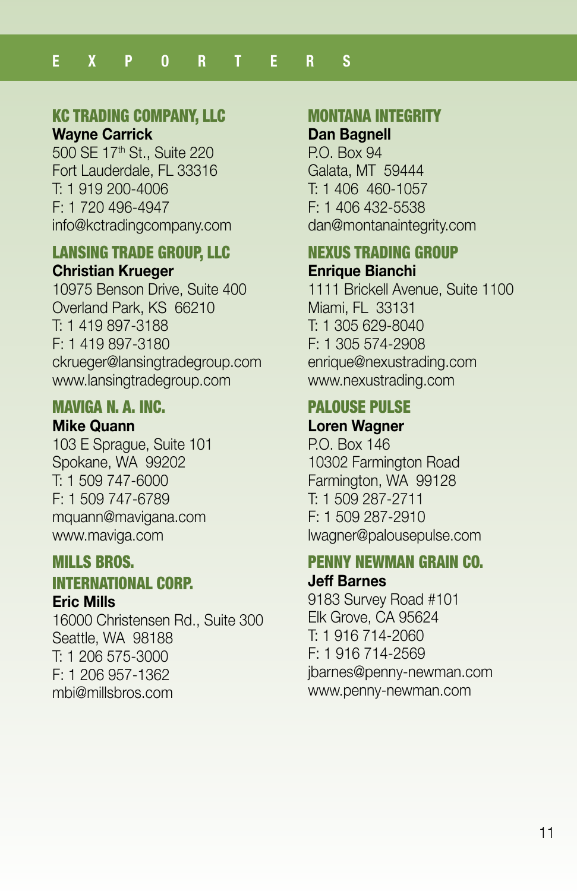# EXPORTERS

## KC TRADING COMPANY, LLC

**Wayne Carrick**
500 SE 17th St., Suite 220
Fort Lauderdale, FL 33316
T: 1 919 200-4006
F: 1 720 496-4947
info@kctradingcompany.com

## LANSING TRADE GROUP, LLC

**Christian Krueger**
10975 Benson Drive, Suite 400
Overland Park, KS 66210
T: 1 419 897-3188
F: 1 419 897-3180
ckrueger@lansingtradegroup.com
www.lansingtradegroup.com

## MAVIGA N. A. INC.

**Mike Quann**
103 E Sprague, Suite 101
Spokane, WA 99202
T: 1 509 747-6000
F: 1 509 747-6789
mquann@mavigana.com
www.maviga.com

## MILLS BROS. INTERNATIONAL CORP.

**Eric Mills**
16000 Christensen Rd., Suite 300
Seattle, WA 98188
T: 1 206 575-3000
F: 1 206 957-1362
mbi@millsbros.com

## MONTANA INTEGRITY

**Dan Bagnell**
P.O. Box 94
Galata, MT 59444
T: 1 406 460-1057
F: 1 406 432-5538
dan@montanaintegrity.com

## NEXUS TRADING GROUP

**Enrique Bianchi**
1111 Brickell Avenue, Suite 1100
Miami, FL 33131
T: 1 305 629-8040
F: 1 305 574-2908
enrique@nexustrading.com
www.nexustrading.com

## PALOUSE PULSE

**Loren Wagner**
P.O. Box 146
10302 Farmington Road
Farmington, WA 99128
T: 1 509 287-2711
F: 1 509 287-2910
lwagner@palousepulse.com

## PENNY NEWMAN GRAIN CO.

**Jeff Barnes**
9183 Survey Road #101
Elk Grove, CA 95624
T: 1 916 714-2060
F: 1 916 714-2569
jbarnes@penny-newman.com
www.penny-newman.com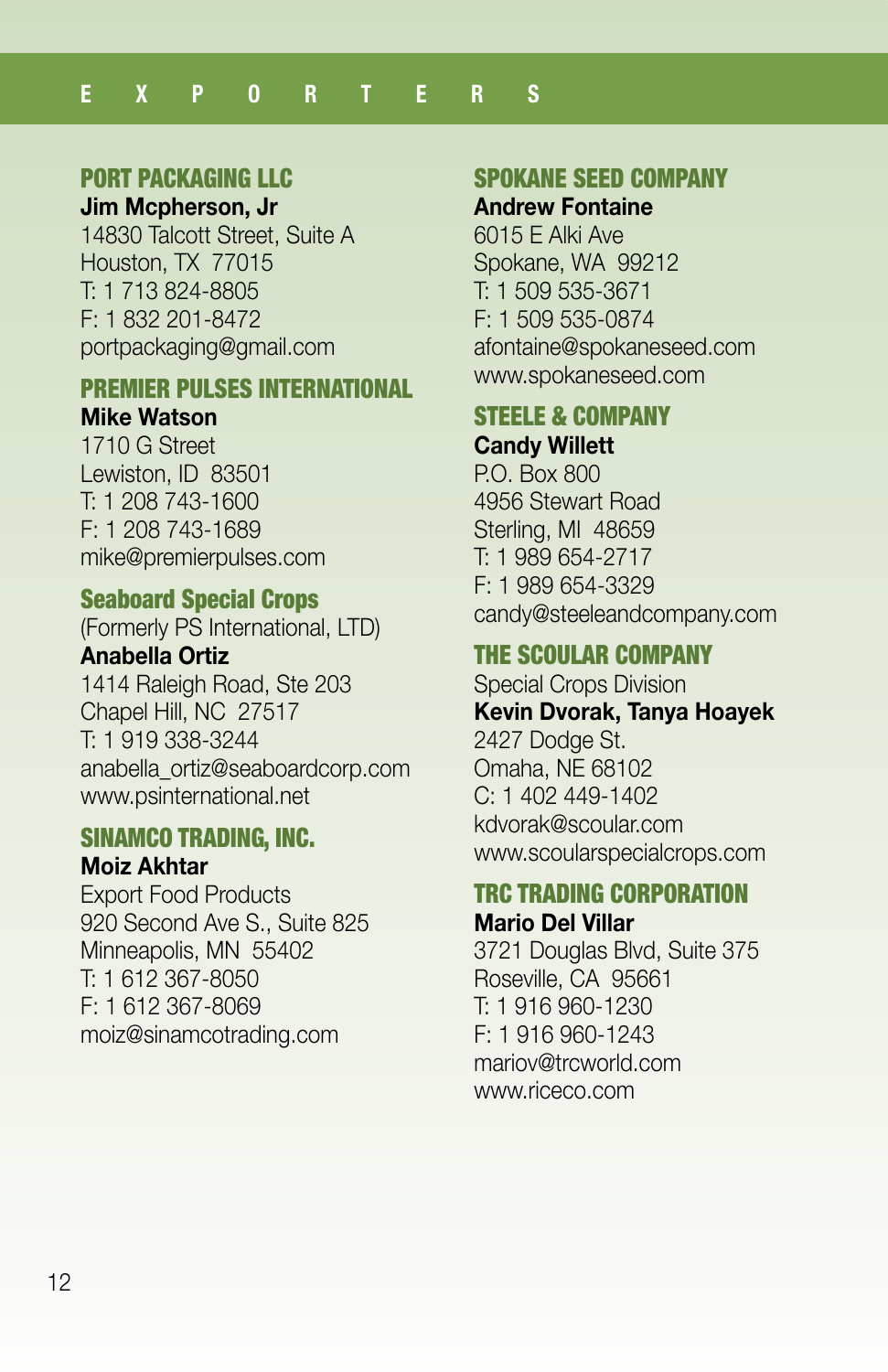# EXPORTERS

## PORT PACKAGING LLC

**Jim Mcpherson, Jr**
14830 Talcott Street, Suite A
Houston, TX 77015
T: 1 713 824-8805
F: 1 832 201-8472
portpackaging@gmail.com

## PREMIER PULSES INTERNATIONAL

**Mike Watson**
1710 G Street
Lewiston, ID 83501
T: 1 208 743-1600
F: 1 208 743-1689
mike@premierpulses.com

## Seaboard Special Crops

(Formerly PS International, LTD)
**Anabella Ortiz**
1414 Raleigh Road, Ste 203
Chapel Hill, NC 27517
T: 1 919 338-3244
anabella_ortiz@seaboardcorp.com
www.psinternational.net

## SINAMCO TRADING, INC.

**Moiz Akhtar**
Export Food Products
920 Second Ave S., Suite 825
Minneapolis, MN 55402
T: 1 612 367-8050
F: 1 612 367-8069
moiz@sinamcotrading.com

## SPOKANE SEED COMPANY

**Andrew Fontaine**
6015 E Alki Ave
Spokane, WA 99212
T: 1 509 535-3671
F: 1 509 535-0874
afontaine@spokaneseed.com
www.spokaneseed.com

## STEELE & COMPANY

**Candy Willett**
P.O. Box 800
4956 Stewart Road
Sterling, MI 48659
T: 1 989 654-2717
F: 1 989 654-3329
candy@steeleandcompany.com

## THE SCOULAR COMPANY

Special Crops Division
**Kevin Dvorak, Tanya Hoayek**
2427 Dodge St.
Omaha, NE 68102
C: 1 402 449-1402
kdvorak@scoular.com
www.scoularspecialcrops.com

## TRC TRADING CORPORATION

**Mario Del Villar**
3721 Douglas Blvd, Suite 375
Roseville, CA 95661
T: 1 916 960-1230
F: 1 916 960-1243
mariov@trcworld.com
www.riceco.com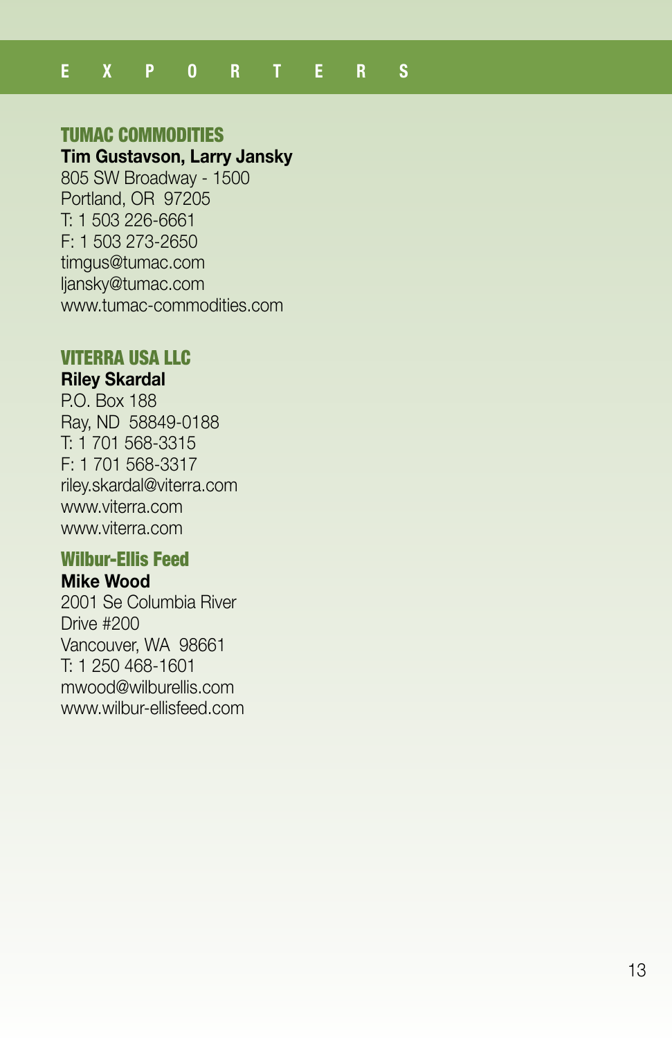# EXPORTERS

## TUMAC COMMODITIES

**Tim Gustavson, Larry Jansky**
805 SW Broadway - 1500
Portland, OR 97205
T: 1 503 226-6661
F: 1 503 273-2650
timgus@tumac.com
ljansky@tumac.com
www.tumac-commodities.com

## VITERRA USA LLC

**Riley Skardal**
P.O. Box 188
Ray, ND 58849-0188
T: 1 701 568-3315
F: 1 701 568-3317
riley.skardal@viterra.com
www.viterra.com
www.viterra.com

## Wilbur-Ellis Feed

**Mike Wood**
2001 Se Columbia River
Drive #200
Vancouver, WA 98661
T: 1 250 468-1601
mwood@wilburellis.com
www.wilbur-ellisfeed.com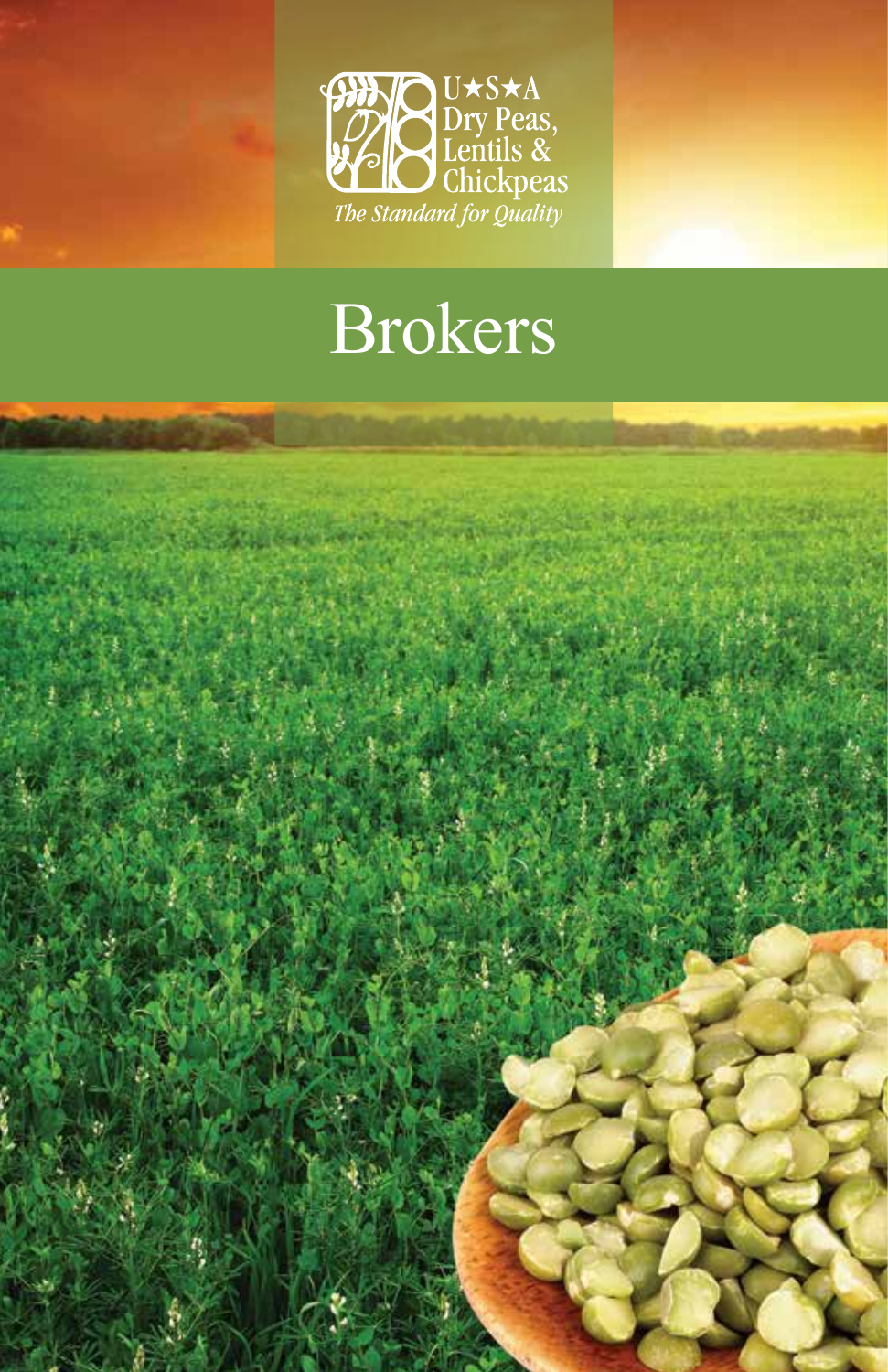U★S★A
Dry Peas,
Lentils &
Chickpeas
*The Standard for Quality*

# Brokers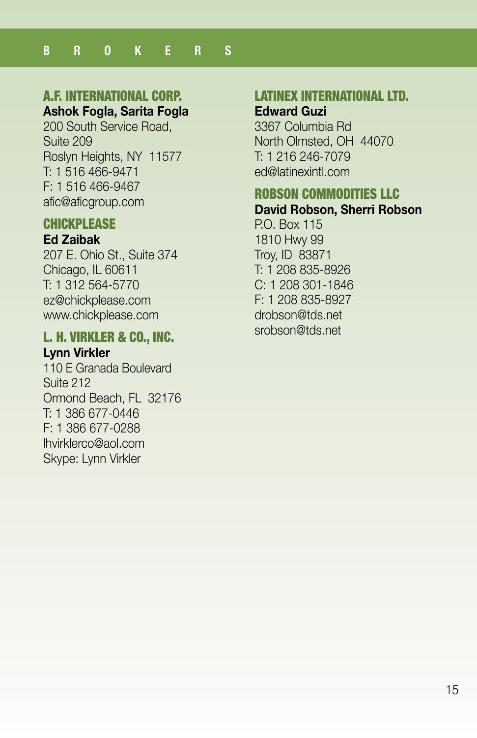# BROKERS

## A.F. INTERNATIONAL CORP.

**Ashok Fogla, Sarita Fogla**
200 South Service Road,
Suite 209
Roslyn Heights, NY 11577
T: 1 516 466-9471
F: 1 516 466-9467
afic@aficgroup.com

## CHICKPLEASE

**Ed Zaibak**
207 E. Ohio St., Suite 374
Chicago, IL 60611
T: 1 312 564-5770
ez@chickplease.com
www.chickplease.com

## L. H. VIRKLER & CO., INC.

**Lynn Virkler**
110 E Granada Boulevard
Suite 212
Ormond Beach, FL 32176
T: 1 386 677-0446
F: 1 386 677-0288
lhvirklerco@aol.com
Skype: Lynn Virkler

## LATINEX INTERNATIONAL LTD.

**Edward Guzi**
3367 Columbia Rd
North Olmsted, OH 44070
T: 1 216 246-7079
ed@latinexintl.com

## ROBSON COMMODITIES LLC

**David Robson, Sherri Robson**
P.O. Box 115
1810 Hwy 99
Troy, ID 83871
T: 1 208 835-8926
C: 1 208 301-1846
F: 1 208 835-8927
drobson@tds.net
srobson@tds.net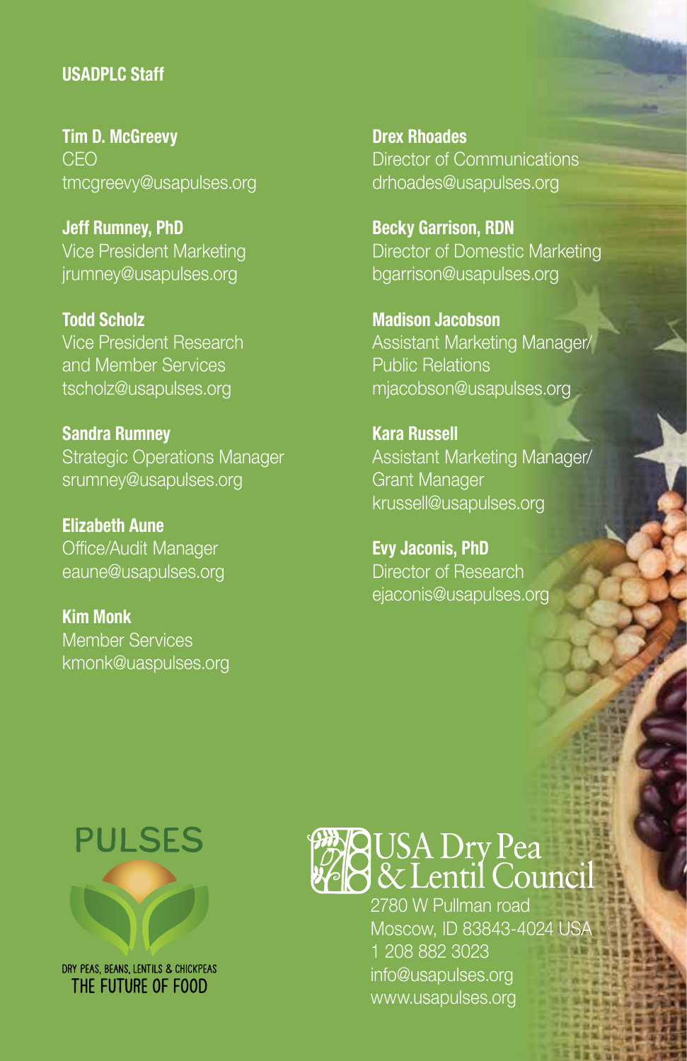## USADPLC Staff

**Tim D. McGreevy**
CEO
tmcgreevy@usapulses.org

**Jeff Rumney, PhD**
Vice President Marketing
jrumney@usapulses.org

**Todd Scholz**
Vice President Research and Member Services
tscholz@usapulses.org

**Sandra Rumney**
Strategic Operations Manager
srumney@usapulses.org

**Elizabeth Aune**
Office/Audit Manager
eaune@usapulses.org

**Kim Monk**
Member Services
kmonk@uaspulses.org

**Drex Rhoades**
Director of Communications
drhoades@usapulses.org

**Becky Garrison, RDN**
Director of Domestic Marketing
bgarrison@usapulses.org

**Madison Jacobson**
Assistant Marketing Manager/ Public Relations
mjacobson@usapulses.org

**Kara Russell**
Assistant Marketing Manager/ Grant Manager
krussell@usapulses.org

**Evy Jaconis, PhD**
Director of Research
ejaconis@usapulses.org

PULSES
DRY PEAS, BEANS, LENTILS & CHICKPEAS
THE FUTURE OF FOOD

USA Dry Pea & Lentil Council
2780 W Pullman road
Moscow, ID 83843-4024 USA
1 208 882 3023
info@usapulses.org
www.usapulses.org